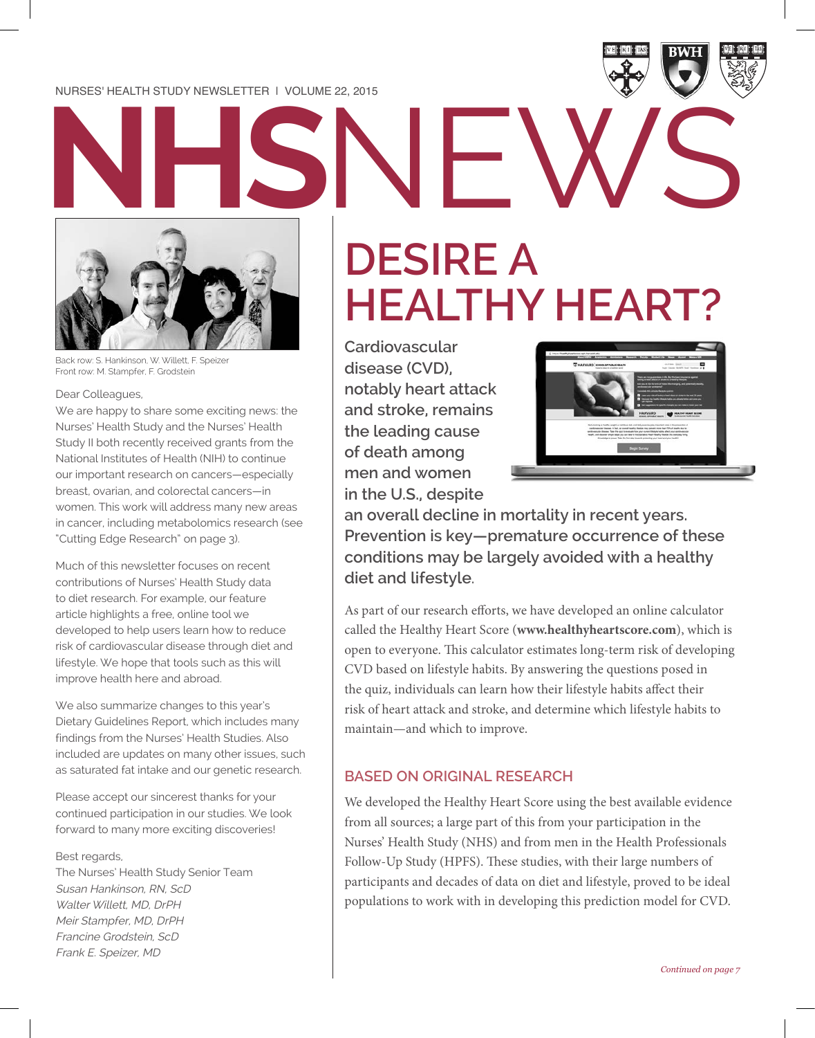NURSES' HEALTH STUDY NEWSLETTER | VOLUME 22, 2015

# NHSNEWS

Back row: S. Hankinson, W. Willett, F. Speizer
Front row: M. Stampfer, F. Grodstein

Dear Colleagues,

We are happy to share some exciting news: the Nurses' Health Study and the Nurses' Health Study II both recently received grants from the National Institutes of Health (NIH) to continue our important research on cancers—especially breast, ovarian, and colorectal cancers—in women. This work will address many new areas in cancer, including metabolomics research (see "Cutting Edge Research" on page 3).

Much of this newsletter focuses on recent contributions of Nurses' Health Study data to diet research. For example, our feature article highlights a free, online tool we developed to help users learn how to reduce risk of cardiovascular disease through diet and lifestyle. We hope that tools such as this will improve health here and abroad.

We also summarize changes to this year's Dietary Guidelines Report, which includes many findings from the Nurses' Health Studies. Also included are updates on many other issues, such as saturated fat intake and our genetic research.

Please accept our sincerest thanks for your continued participation in our studies. We look forward to many more exciting discoveries!

Best regards,
The Nurses' Health Study Senior Team
*Susan Hankinson, RN, ScD*
*Walter Willett, MD, DrPH*
*Meir Stampfer, MD, DrPH*
*Francine Grodstein, ScD*
*Frank E. Speizer, MD*

## DESIRE A HEALTHY HEART?

**Cardiovascular disease (CVD), notably heart attack and stroke, remains the leading cause of death among men and women in the U.S., despite an overall decline in mortality in recent years. Prevention is key—premature occurrence of these conditions may be largely avoided with a healthy diet and lifestyle.**

As part of our research efforts, we have developed an online calculator called the Healthy Heart Score (**www.healthyheartscore.com**), which is open to everyone. This calculator estimates long-term risk of developing CVD based on lifestyle habits. By answering the questions posed in the quiz, individuals can learn how their lifestyle habits affect their risk of heart attack and stroke, and determine which lifestyle habits to maintain—and which to improve.

### BASED ON ORIGINAL RESEARCH

We developed the Healthy Heart Score using the best available evidence from all sources; a large part of this from your participation in the Nurses' Health Study (NHS) and from men in the Health Professionals Follow-Up Study (HPFS). These studies, with their large numbers of participants and decades of data on diet and lifestyle, proved to be ideal populations to work with in developing this prediction model for CVD.

*Continued on page 7*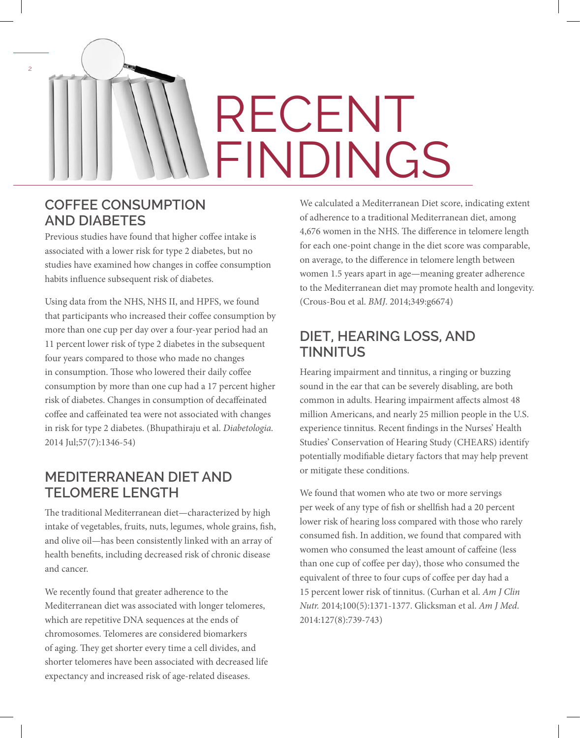# RECENT FINDINGS

## COFFEE CONSUMPTION AND DIABETES

Previous studies have found that higher coffee intake is associated with a lower risk for type 2 diabetes, but no studies have examined how changes in coffee consumption habits influence subsequent risk of diabetes.

Using data from the NHS, NHS II, and HPFS, we found that participants who increased their coffee consumption by more than one cup per day over a four-year period had an 11 percent lower risk of type 2 diabetes in the subsequent four years compared to those who made no changes in consumption. Those who lowered their daily coffee consumption by more than one cup had a 17 percent higher risk of diabetes. Changes in consumption of decaffeinated coffee and caffeinated tea were not associated with changes in risk for type 2 diabetes. (Bhupathiraju et al. *Diabetologia.* 2014 Jul;57(7):1346-54)

## MEDITERRANEAN DIET AND TELOMERE LENGTH

The traditional Mediterranean diet—characterized by high intake of vegetables, fruits, nuts, legumes, whole grains, fish, and olive oil—has been consistently linked with an array of health benefits, including decreased risk of chronic disease and cancer.

We recently found that greater adherence to the Mediterranean diet was associated with longer telomeres, which are repetitive DNA sequences at the ends of chromosomes. Telomeres are considered biomarkers of aging. They get shorter every time a cell divides, and shorter telomeres have been associated with decreased life expectancy and increased risk of age-related diseases.

We calculated a Mediterranean Diet score, indicating extent of adherence to a traditional Mediterranean diet, among 4,676 women in the NHS. The difference in telomere length for each one-point change in the diet score was comparable, on average, to the difference in telomere length between women 1.5 years apart in age—meaning greater adherence to the Mediterranean diet may promote health and longevity. (Crous-Bou et al. *BMJ*. 2014;349:g6674)

## DIET, HEARING LOSS, AND TINNITUS

Hearing impairment and tinnitus, a ringing or buzzing sound in the ear that can be severely disabling, are both common in adults. Hearing impairment affects almost 48 million Americans, and nearly 25 million people in the U.S. experience tinnitus. Recent findings in the Nurses' Health Studies' Conservation of Hearing Study (CHEARS) identify potentially modifiable dietary factors that may help prevent or mitigate these conditions.

We found that women who ate two or more servings per week of any type of fish or shellfish had a 20 percent lower risk of hearing loss compared with those who rarely consumed fish. In addition, we found that compared with women who consumed the least amount of caffeine (less than one cup of coffee per day), those who consumed the equivalent of three to four cups of coffee per day had a 15 percent lower risk of tinnitus. (Curhan et al. *Am J Clin Nutr.* 2014;100(5):1371-1377. Glicksman et al. *Am J Med*. 2014:127(8):739-743)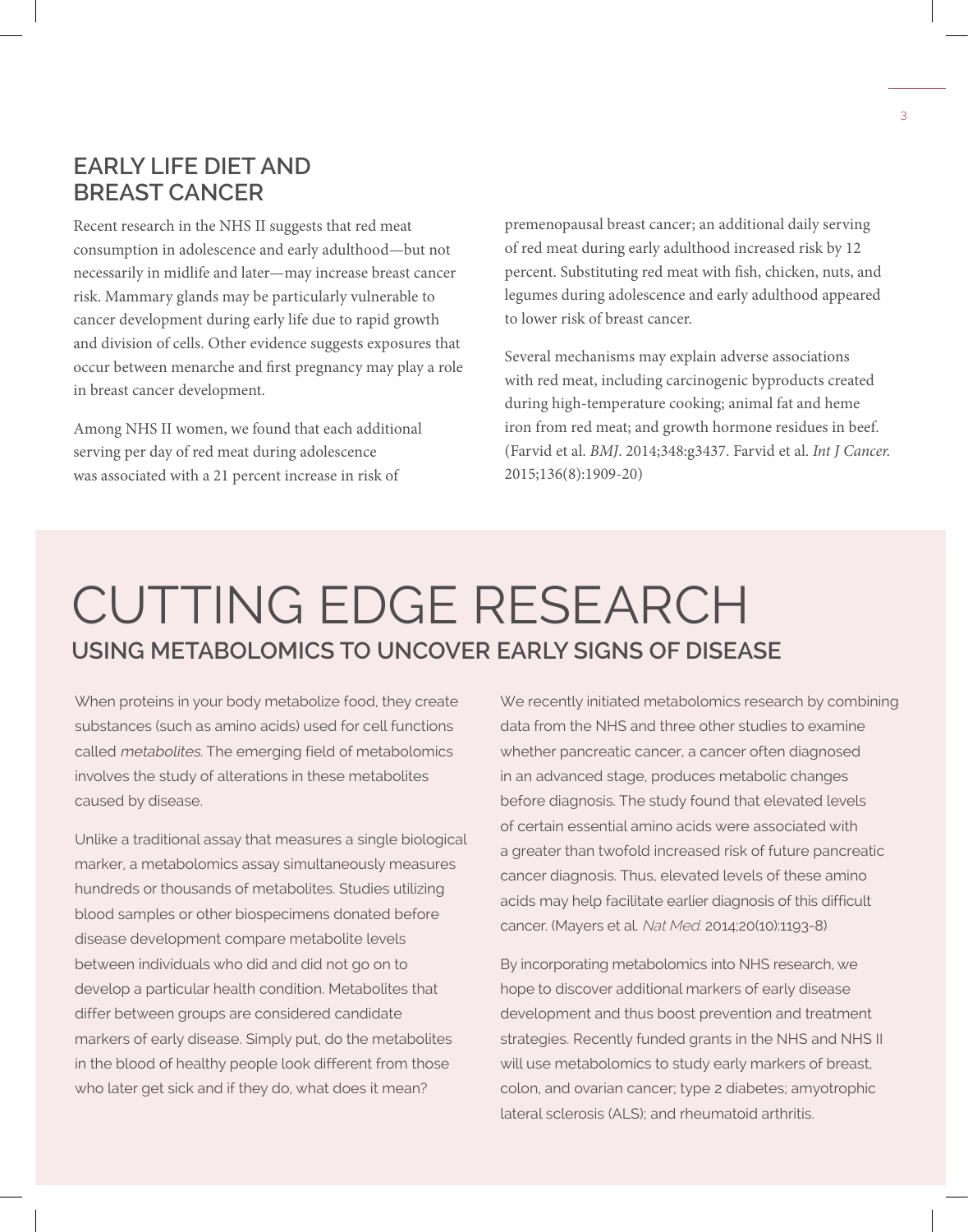## EARLY LIFE DIET AND BREAST CANCER

Recent research in the NHS II suggests that red meat consumption in adolescence and early adulthood—but not necessarily in midlife and later—may increase breast cancer risk. Mammary glands may be particularly vulnerable to cancer development during early life due to rapid growth and division of cells. Other evidence suggests exposures that occur between menarche and first pregnancy may play a role in breast cancer development.

Among NHS II women, we found that each additional serving per day of red meat during adolescence was associated with a 21 percent increase in risk of premenopausal breast cancer; an additional daily serving of red meat during early adulthood increased risk by 12 percent. Substituting red meat with fish, chicken, nuts, and legumes during adolescence and early adulthood appeared to lower risk of breast cancer.

Several mechanisms may explain adverse associations with red meat, including carcinogenic byproducts created during high-temperature cooking; animal fat and heme iron from red meat; and growth hormone residues in beef. (Farvid et al. *BMJ*. 2014;348:g3437. Farvid et al. *Int J Cancer*. 2015;136(8):1909-20)

# CUTTING EDGE RESEARCH

## USING METABOLOMICS TO UNCOVER EARLY SIGNS OF DISEASE

When proteins in your body metabolize food, they create substances (such as amino acids) used for cell functions called *metabolites*. The emerging field of metabolomics involves the study of alterations in these metabolites caused by disease.

Unlike a traditional assay that measures a single biological marker, a metabolomics assay simultaneously measures hundreds or thousands of metabolites. Studies utilizing blood samples or other biospecimens donated before disease development compare metabolite levels between individuals who did and did not go on to develop a particular health condition. Metabolites that differ between groups are considered candidate markers of early disease. Simply put, do the metabolites in the blood of healthy people look different from those who later get sick and if they do, what does it mean?

We recently initiated metabolomics research by combining data from the NHS and three other studies to examine whether pancreatic cancer, a cancer often diagnosed in an advanced stage, produces metabolic changes before diagnosis. The study found that elevated levels of certain essential amino acids were associated with a greater than twofold increased risk of future pancreatic cancer diagnosis. Thus, elevated levels of these amino acids may help facilitate earlier diagnosis of this difficult cancer. (Mayers et al. *Nat Med*. 2014;20(10):1193-8)

By incorporating metabolomics into NHS research, we hope to discover additional markers of early disease development and thus boost prevention and treatment strategies. Recently funded grants in the NHS and NHS II will use metabolomics to study early markers of breast, colon, and ovarian cancer; type 2 diabetes; amyotrophic lateral sclerosis (ALS); and rheumatoid arthritis.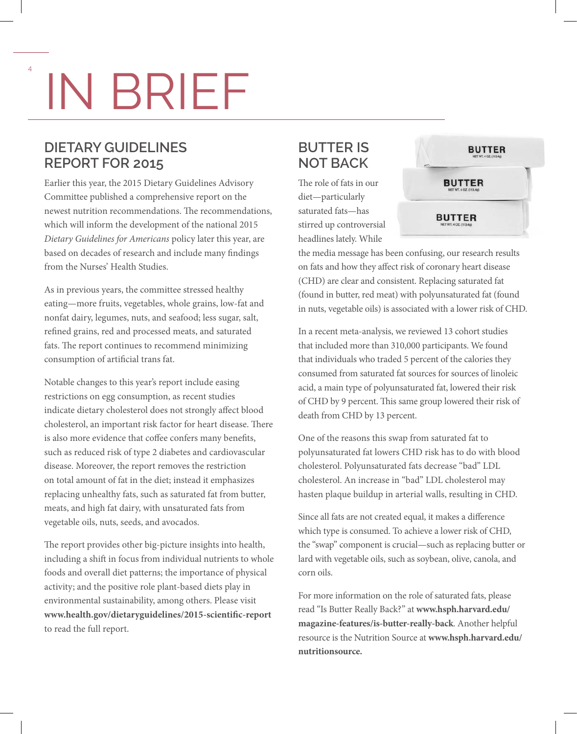# IN BRIEF

## DIETARY GUIDELINES REPORT FOR 2015

Earlier this year, the 2015 Dietary Guidelines Advisory Committee published a comprehensive report on the newest nutrition recommendations. The recommendations, which will inform the development of the national 2015 *Dietary Guidelines for Americans* policy later this year, are based on decades of research and include many findings from the Nurses' Health Studies.

As in previous years, the committee stressed healthy eating—more fruits, vegetables, whole grains, low-fat and nonfat dairy, legumes, nuts, and seafood; less sugar, salt, refined grains, red and processed meats, and saturated fats. The report continues to recommend minimizing consumption of artificial trans fat.

Notable changes to this year's report include easing restrictions on egg consumption, as recent studies indicate dietary cholesterol does not strongly affect blood cholesterol, an important risk factor for heart disease. There is also more evidence that coffee confers many benefits, such as reduced risk of type 2 diabetes and cardiovascular disease. Moreover, the report removes the restriction on total amount of fat in the diet; instead it emphasizes replacing unhealthy fats, such as saturated fat from butter, meats, and high fat dairy, with unsaturated fats from vegetable oils, nuts, seeds, and avocados.

The report provides other big-picture insights into health, including a shift in focus from individual nutrients to whole foods and overall diet patterns; the importance of physical activity; and the positive role plant-based diets play in environmental sustainability, among others. Please visit **www.health.gov/dietaryguidelines/2015-scientific-report** to read the full report.

## BUTTER IS NOT BACK

The role of fats in our diet—particularly saturated fats—has stirred up controversial headlines lately. While the media message has been confusing, our research results on fats and how they affect risk of coronary heart disease (CHD) are clear and consistent. Replacing saturated fat (found in butter, red meat) with polyunsaturated fat (found in nuts, vegetable oils) is associated with a lower risk of CHD.

In a recent meta-analysis, we reviewed 13 cohort studies that included more than 310,000 participants. We found that individuals who traded 5 percent of the calories they consumed from saturated fat sources for sources of linoleic acid, a main type of polyunsaturated fat, lowered their risk of CHD by 9 percent. This same group lowered their risk of death from CHD by 13 percent.

One of the reasons this swap from saturated fat to polyunsaturated fat lowers CHD risk has to do with blood cholesterol. Polyunsaturated fats decrease "bad" LDL cholesterol. An increase in "bad" LDL cholesterol may hasten plaque buildup in arterial walls, resulting in CHD.

Since all fats are not created equal, it makes a difference which type is consumed. To achieve a lower risk of CHD, the "swap" component is crucial—such as replacing butter or lard with vegetable oils, such as soybean, olive, canola, and corn oils.

For more information on the role of saturated fats, please read "Is Butter Really Back?" at **www.hsph.harvard.edu/magazine-features/is-butter-really-back**. Another helpful resource is the Nutrition Source at **www.hsph.harvard.edu/nutritionsource.**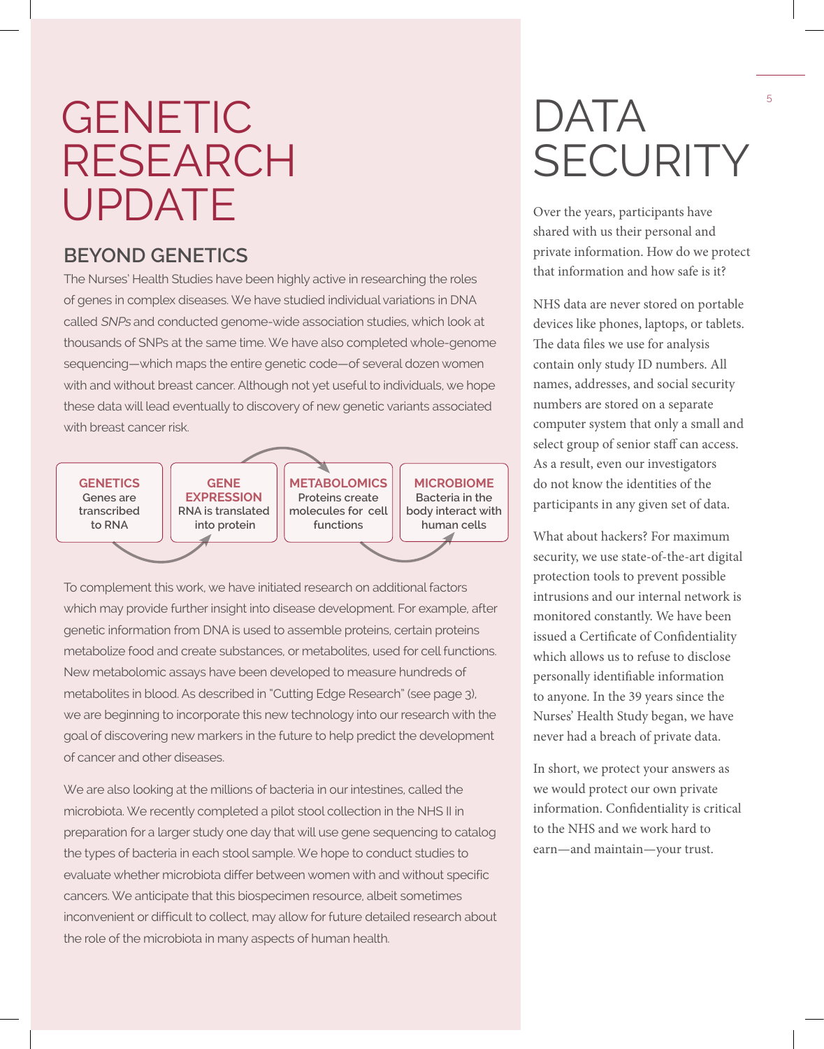# GENETIC RESEARCH UPDATE

## BEYOND GENETICS

The Nurses' Health Studies have been highly active in researching the roles of genes in complex diseases. We have studied individual variations in DNA called *SNPs* and conducted genome-wide association studies, which look at thousands of SNPs at the same time. We have also completed whole-genome sequencing—which maps the entire genetic code—of several dozen women with and without breast cancer. Although not yet useful to individuals, we hope these data will lead eventually to discovery of new genetic variants associated with breast cancer risk.

**GENETICS**
Genes are transcribed to RNA

**GENE EXPRESSION**
RNA is translated into protein

**METABOLOMICS**
Proteins create molecules for cell functions

**MICROBIOME**
Bacteria in the body interact with human cells

To complement this work, we have initiated research on additional factors which may provide further insight into disease development. For example, after genetic information from DNA is used to assemble proteins, certain proteins metabolize food and create substances, or metabolites, used for cell functions. New metabolomic assays have been developed to measure hundreds of metabolites in blood. As described in "Cutting Edge Research" (see page 3), we are beginning to incorporate this new technology into our research with the goal of discovering new markers in the future to help predict the development of cancer and other diseases.

We are also looking at the millions of bacteria in our intestines, called the microbiota. We recently completed a pilot stool collection in the NHS II in preparation for a larger study one day that will use gene sequencing to catalog the types of bacteria in each stool sample. We hope to conduct studies to evaluate whether microbiota differ between women with and without specific cancers. We anticipate that this biospecimen resource, albeit sometimes inconvenient or difficult to collect, may allow for future detailed research about the role of the microbiota in many aspects of human health.

# DATA SECURITY

Over the years, participants have shared with us their personal and private information. How do we protect that information and how safe is it?

NHS data are never stored on portable devices like phones, laptops, or tablets. The data files we use for analysis contain only study ID numbers. All names, addresses, and social security numbers are stored on a separate computer system that only a small and select group of senior staff can access. As a result, even our investigators do not know the identities of the participants in any given set of data.

What about hackers? For maximum security, we use state-of-the-art digital protection tools to prevent possible intrusions and our internal network is monitored constantly. We have been issued a Certificate of Confidentiality which allows us to refuse to disclose personally identifiable information to anyone. In the 39 years since the Nurses' Health Study began, we have never had a breach of private data.

In short, we protect your answers as we would protect our own private information. Confidentiality is critical to the NHS and we work hard to earn—and maintain—your trust.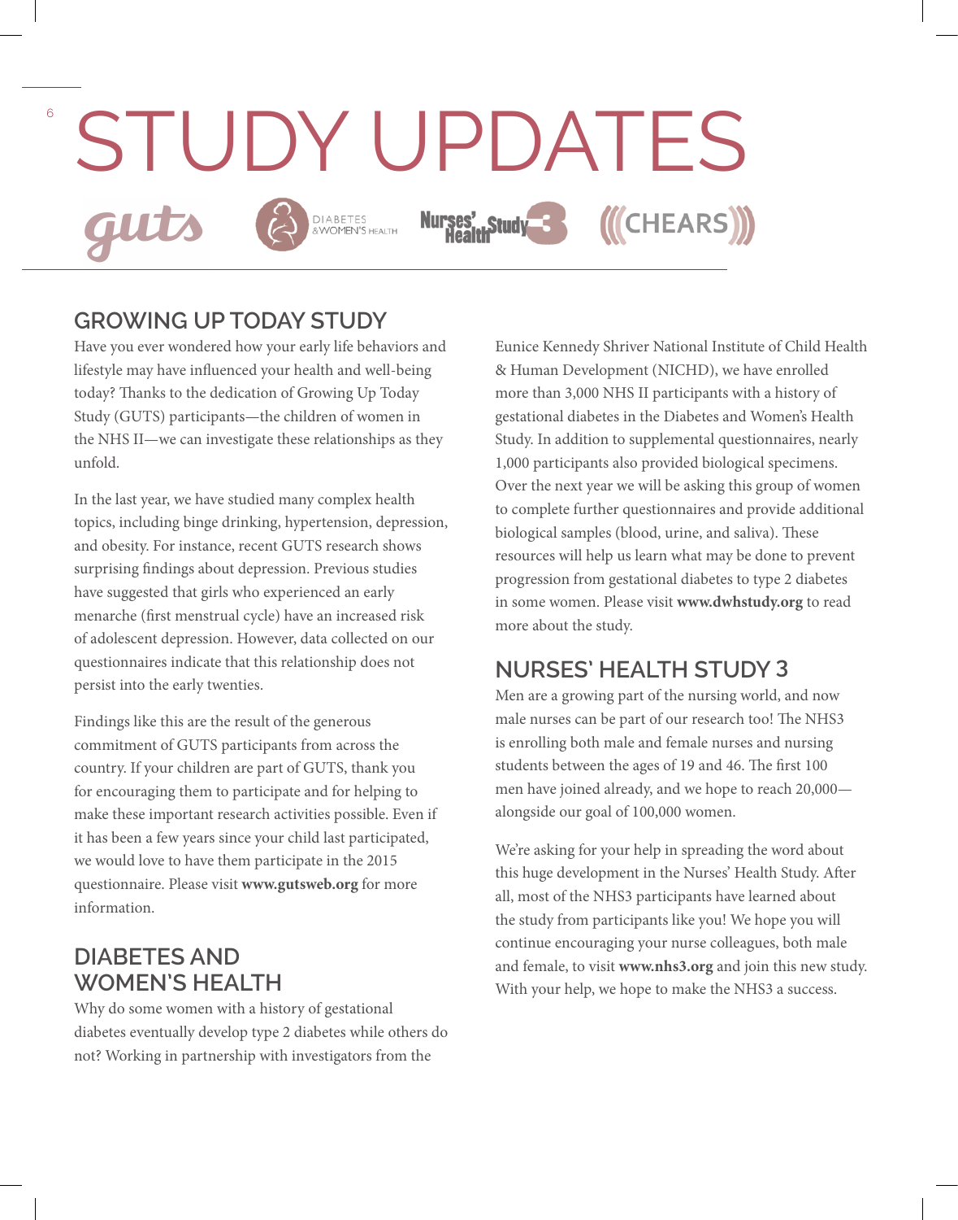# STUDY UPDATES

## GROWING UP TODAY STUDY

Have you ever wondered how your early life behaviors and lifestyle may have influenced your health and well-being today? Thanks to the dedication of Growing Up Today Study (GUTS) participants—the children of women in the NHS II—we can investigate these relationships as they unfold.

In the last year, we have studied many complex health topics, including binge drinking, hypertension, depression, and obesity. For instance, recent GUTS research shows surprising findings about depression. Previous studies have suggested that girls who experienced an early menarche (first menstrual cycle) have an increased risk of adolescent depression. However, data collected on our questionnaires indicate that this relationship does not persist into the early twenties.

Findings like this are the result of the generous commitment of GUTS participants from across the country. If your children are part of GUTS, thank you for encouraging them to participate and for helping to make these important research activities possible. Even if it has been a few years since your child last participated, we would love to have them participate in the 2015 questionnaire. Please visit **www.gutsweb.org** for more information.

## DIABETES AND WOMEN'S HEALTH

Why do some women with a history of gestational diabetes eventually develop type 2 diabetes while others do not? Working in partnership with investigators from the Eunice Kennedy Shriver National Institute of Child Health & Human Development (NICHD), we have enrolled more than 3,000 NHS II participants with a history of gestational diabetes in the Diabetes and Women's Health Study. In addition to supplemental questionnaires, nearly 1,000 participants also provided biological specimens. Over the next year we will be asking this group of women to complete further questionnaires and provide additional biological samples (blood, urine, and saliva). These resources will help us learn what may be done to prevent progression from gestational diabetes to type 2 diabetes in some women. Please visit **www.dwhstudy.org** to read more about the study.

## NURSES' HEALTH STUDY 3

Men are a growing part of the nursing world, and now male nurses can be part of our research too! The NHS3 is enrolling both male and female nurses and nursing students between the ages of 19 and 46. The first 100 men have joined already, and we hope to reach 20,000—alongside our goal of 100,000 women.

We're asking for your help in spreading the word about this huge development in the Nurses' Health Study. After all, most of the NHS3 participants have learned about the study from participants like you! We hope you will continue encouraging your nurse colleagues, both male and female, to visit **www.nhs3.org** and join this new study. With your help, we hope to make the NHS3 a success.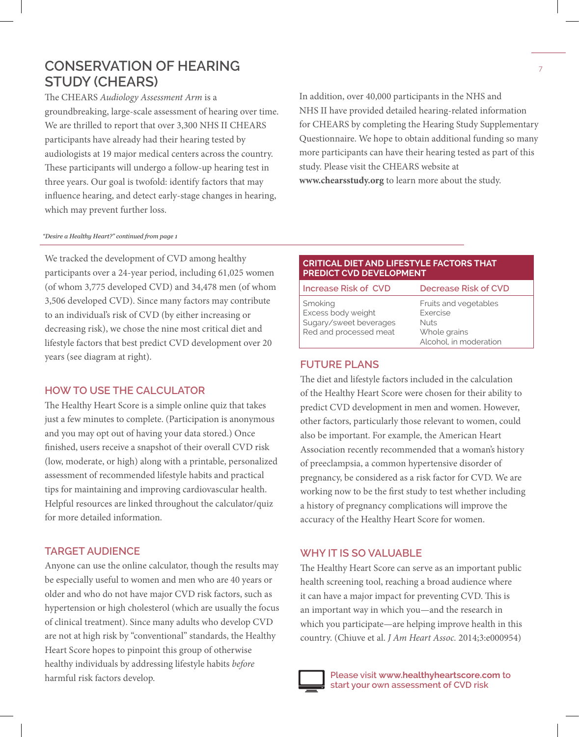## CONSERVATION OF HEARING STUDY (CHEARS)

The CHEARS *Audiology Assessment Arm* is a groundbreaking, large-scale assessment of hearing over time. We are thrilled to report that over 3,300 NHS II CHEARS participants have already had their hearing tested by audiologists at 19 major medical centers across the country. These participants will undergo a follow-up hearing test in three years. Our goal is twofold: identify factors that may influence hearing, and detect early-stage changes in hearing, which may prevent further loss.

In addition, over 40,000 participants in the NHS and NHS II have provided detailed hearing-related information for CHEARS by completing the Hearing Study Supplementary Questionnaire. We hope to obtain additional funding so many more participants can have their hearing tested as part of this study. Please visit the CHEARS website at **www.chearsstudy.org** to learn more about the study.

*"Desire a Healthy Heart?" continued from page 1*

We tracked the development of CVD among healthy participants over a 24-year period, including 61,025 women (of whom 3,775 developed CVD) and 34,478 men (of whom 3,506 developed CVD). Since many factors may contribute to an individual's risk of CVD (by either increasing or decreasing risk), we chose the nine most critical diet and lifestyle factors that best predict CVD development over 20 years (see diagram at right).

**CRITICAL DIET AND LIFESTYLE FACTORS THAT PREDICT CVD DEVELOPMENT**

| Increase Risk of CVD | Decrease Risk of CVD |
|---|---|
| Smoking | Fruits and vegetables |
| Excess body weight | Exercise |
| Sugary/sweet beverages | Nuts |
| Red and processed meat | Whole grains |
| | Alcohol, in moderation |

### HOW TO USE THE CALCULATOR

The Healthy Heart Score is a simple online quiz that takes just a few minutes to complete. (Participation is anonymous and you may opt out of having your data stored.) Once finished, users receive a snapshot of their overall CVD risk (low, moderate, or high) along with a printable, personalized assessment of recommended lifestyle habits and practical tips for maintaining and improving cardiovascular health. Helpful resources are linked throughout the calculator/quiz for more detailed information.

### TARGET AUDIENCE

Anyone can use the online calculator, though the results may be especially useful to women and men who are 40 years or older and who do not have major CVD risk factors, such as hypertension or high cholesterol (which are usually the focus of clinical treatment). Since many adults who develop CVD are not at high risk by "conventional" standards, the Healthy Heart Score hopes to pinpoint this group of otherwise healthy individuals by addressing lifestyle habits *before* harmful risk factors develop.

### FUTURE PLANS

The diet and lifestyle factors included in the calculation of the Healthy Heart Score were chosen for their ability to predict CVD development in men and women. However, other factors, particularly those relevant to women, could also be important. For example, the American Heart Association recently recommended that a woman's history of preeclampsia, a common hypertensive disorder of pregnancy, be considered as a risk factor for CVD. We are working now to be the first study to test whether including a history of pregnancy complications will improve the accuracy of the Healthy Heart Score for women.

### WHY IT IS SO VALUABLE

The Healthy Heart Score can serve as an important public health screening tool, reaching a broad audience where it can have a major impact for preventing CVD. This is an important way in which you—and the research in which you participate—are helping improve health in this country. (Chiuve et al. *J Am Heart Assoc.* 2014;3:e000954)

Please visit **www.healthyheartscore.com** to start your own assessment of CVD risk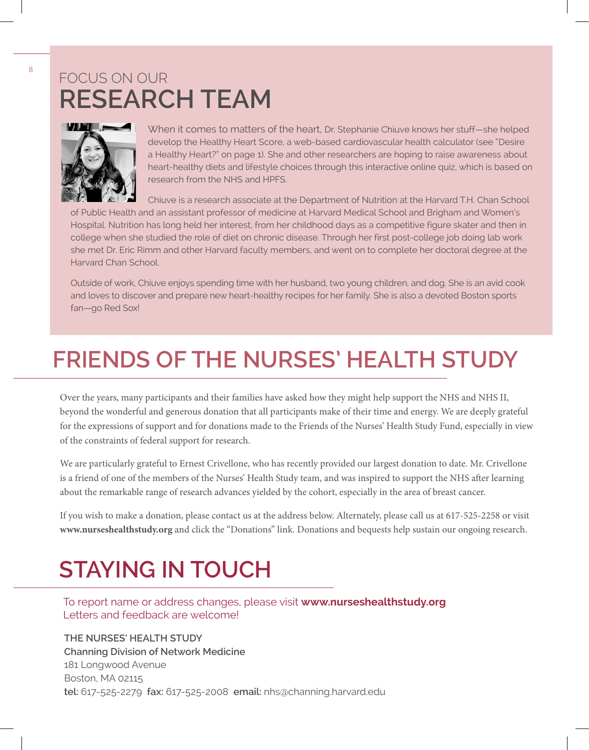## FOCUS ON OUR RESEARCH TEAM

When it comes to matters of the heart, Dr. Stephanie Chiuve knows her stuff—she helped develop the Healthy Heart Score, a web-based cardiovascular health calculator (see "Desire a Healthy Heart?" on page 1). She and other researchers are hoping to raise awareness about heart-healthy diets and lifestyle choices through this interactive online quiz, which is based on research from the NHS and HPFS.

Chiuve is a research associate at the Department of Nutrition at the Harvard T.H. Chan School of Public Health and an assistant professor of medicine at Harvard Medical School and Brigham and Women's Hospital. Nutrition has long held her interest, from her childhood days as a competitive figure skater and then in college when she studied the role of diet on chronic disease. Through her first post-college job doing lab work she met Dr. Eric Rimm and other Harvard faculty members, and went on to complete her doctoral degree at the Harvard Chan School.

Outside of work, Chiuve enjoys spending time with her husband, two young children, and dog. She is an avid cook and loves to discover and prepare new heart-healthy recipes for her family. She is also a devoted Boston sports fan—go Red Sox!

## FRIENDS OF THE NURSES' HEALTH STUDY

Over the years, many participants and their families have asked how they might help support the NHS and NHS II, beyond the wonderful and generous donation that all participants make of their time and energy. We are deeply grateful for the expressions of support and for donations made to the Friends of the Nurses' Health Study Fund, especially in view of the constraints of federal support for research.

We are particularly grateful to Ernest Crivellone, who has recently provided our largest donation to date. Mr. Crivellone is a friend of one of the members of the Nurses' Health Study team, and was inspired to support the NHS after learning about the remarkable range of research advances yielded by the cohort, especially in the area of breast cancer.

If you wish to make a donation, please contact us at the address below. Alternately, please call us at 617-525-2258 or visit **www.nurseshealthstudy.org** and click the "Donations" link. Donations and bequests help sustain our ongoing research.

## STAYING IN TOUCH

To report name or address changes, please visit **www.nurseshealthstudy.org**
Letters and feedback are welcome!

**THE NURSES' HEALTH STUDY**
**Channing Division of Network Medicine**
181 Longwood Avenue
Boston, MA 02115
**tel:** 617-525-2279 **fax:** 617-525-2008 **email:** nhs@channing.harvard.edu